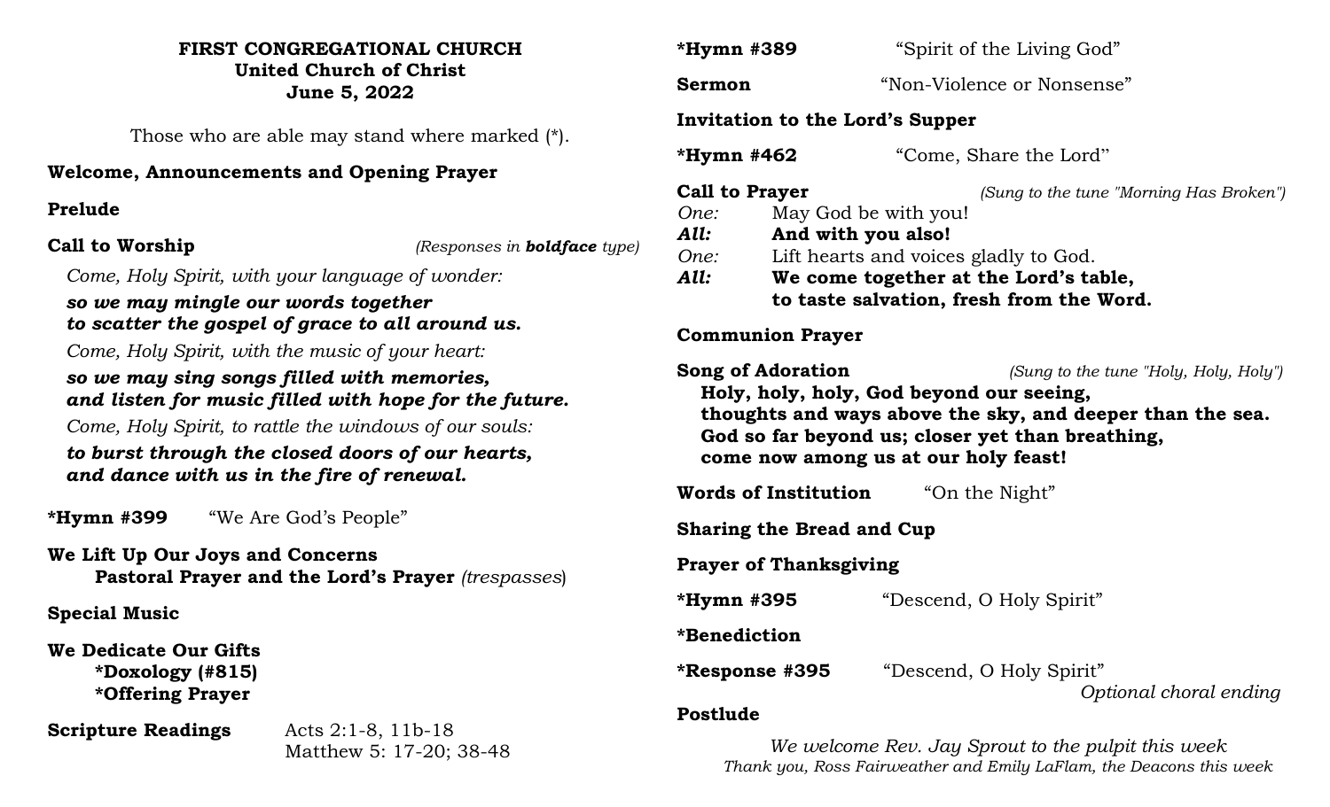**FIRST CONGREGATIONAL CHURCH**
**United Church of Christ**
**June 5, 2022**

Those who are able may stand where marked (*).

**Welcome, Announcements and Opening Prayer**

**Prelude**

**Call to Worship** *(Responses in* ***boldface*** *type)*

*Come, Holy Spirit, with your language of wonder:*

***so we may mingle our words together***
***to scatter the gospel of grace to all around us.***

*Come, Holy Spirit, with the music of your heart:*

***so we may sing songs filled with memories,***
***and listen for music filled with hope for the future.***

*Come, Holy Spirit, to rattle the windows of our souls:*

***to burst through the closed doors of our hearts,***
***and dance with us in the fire of renewal.***

**\*Hymn #399** "We Are God's People"

**We Lift Up Our Joys and Concerns**
**Pastoral Prayer and the Lord's Prayer** *(trespasses)*

**Special Music**

**We Dedicate Our Gifts**
**\*Doxology (#815)**
**\*Offering Prayer**

**Scripture Readings** Acts 2:1-8, 11b-18
Matthew 5: 17-20; 38-48

**\*Hymn #389** "Spirit of the Living God"

**Sermon** "Non-Violence or Nonsense"

**Invitation to the Lord's Supper**

**\*Hymn #462** "Come, Share the Lord"

**Call to Prayer** *(Sung to the tune "Morning Has Broken")*

*One:* May God be with you!
***All:*** **And with you also!**
*One:* Lift hearts and voices gladly to God.
***All:*** **We come together at the Lord's table,**
**to taste salvation, fresh from the Word.**

**Communion Prayer**

**Song of Adoration** *(Sung to the tune "Holy, Holy, Holy")*

**Holy, holy, holy, God beyond our seeing,**
**thoughts and ways above the sky, and deeper than the sea.**
**God so far beyond us; closer yet than breathing,**
**come now among us at our holy feast!**

**Words of Institution** "On the Night"

**Sharing the Bread and Cup**

**Prayer of Thanksgiving**

**\*Hymn #395** "Descend, O Holy Spirit"

**\*Benediction**

**\*Response #395** "Descend, O Holy Spirit"
*Optional choral ending*

**Postlude**

*We welcome Rev. Jay Sprout to the pulpit this week*
*Thank you, Ross Fairweather and Emily LaFlam, the Deacons this week*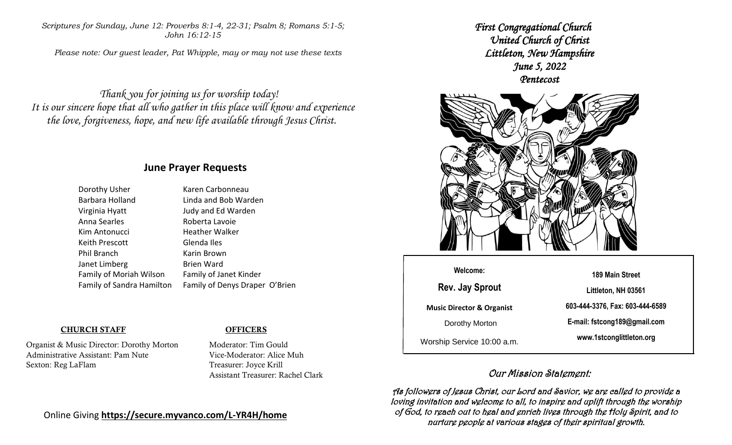*Scriptures for Sunday, June 12: Proverbs 8:1-4, 22-31; Psalm 8; Romans 5:1-5; John 16:12-15*

*Please note: Our guest leader, Pat Whipple, may or may not use these texts*

*Thank you for joining us for worship today!*
*It is our sincere hope that all who gather in this place will know and experience the love, forgiveness, hope, and new life available through Jesus Christ.*

## June Prayer Requests

| | |
|---|---|
| Dorothy Usher | Karen Carbonneau |
| Barbara Holland | Linda and Bob Warden |
| Virginia Hyatt | Judy and Ed Warden |
| Anna Searles | Roberta Lavoie |
| Kim Antonucci | Heather Walker |
| Keith Prescott | Glenda Iles |
| Phil Branch | Karin Brown |
| Janet Limberg | Brien Ward |
| Family of Moriah Wilson | Family of Janet Kinder |
| Family of Sandra Hamilton | Family of Denys Draper O'Brien |

**CHURCH STAFF**

Organist & Music Director: Dorothy Morton
Administrative Assistant: Pam Nute
Sexton: Reg LaFlam

**OFFICERS**

Moderator: Tim Gould
Vice-Moderator: Alice Muh
Treasurer: Joyce Krill
Assistant Treasurer: Rachel Clark

Online Giving **https://secure.myvanco.com/L-YR4H/home**

*First Congregational Church*
*United Church of Christ*
*Littleton, New Hampshire*
*June 5, 2022*
*Pentecost*

Welcome:

**Rev. Jay Sprout**

**Music Director & Organist**

Dorothy Morton

Worship Service 10:00 a.m.

**189 Main Street**
**Littleton, NH 03561**
**603-444-3376, Fax: 603-444-6589**
**E-mail: fstcong189@gmail.com**
**www.1stconglittleton.org**

*Our Mission Statement:*

*As followers of Jesus Christ, our Lord and Savior, we are called to provide a loving invitation and welcome to all, to inspire and uplift through the worship of God, to reach out to heal and enrich lives through the Holy Spirit, and to nurture people at various stages of their spiritual growth.*